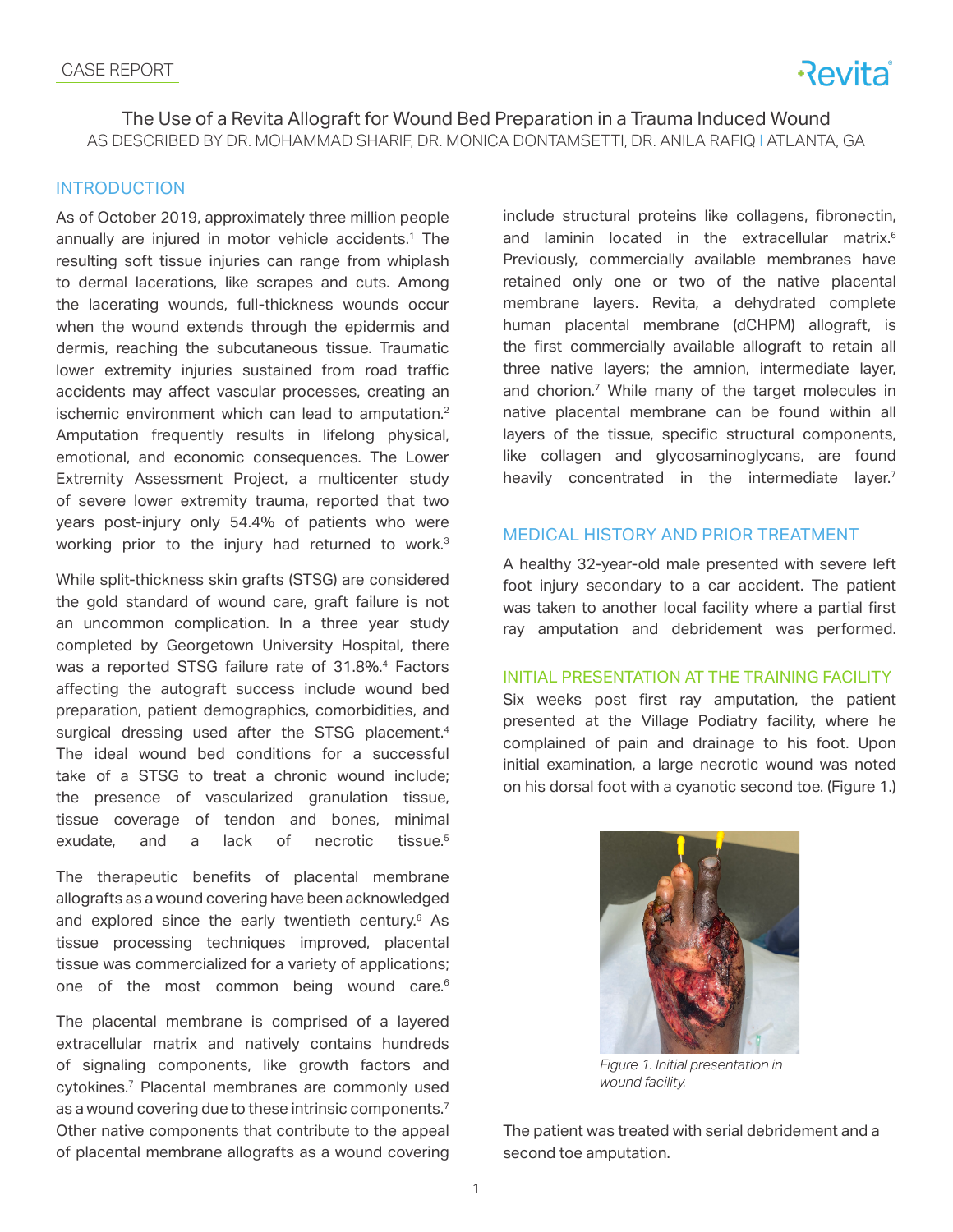CASE REPORT

# The Use of a Revita Allograft for Wound Bed Preparation in a Trauma Induced Wound

AS DESCRIBED BY DR. MOHAMMAD SHARIF, DR. MONICA DONTAMSETTI, DR. ANILA RAFIQ | ATLANTA, GA

## INTRODUCTION

As of October 2019, approximately three million people annually are injured in motor vehicle accidents.[1] The resulting soft tissue injuries can range from whiplash to dermal lacerations, like scrapes and cuts. Among the lacerating wounds, full-thickness wounds occur when the wound extends through the epidermis and dermis, reaching the subcutaneous tissue. Traumatic lower extremity injuries sustained from road traffic accidents may affect vascular processes, creating an ischemic environment which can lead to amputation.[2] Amputation frequently results in lifelong physical, emotional, and economic consequences. The Lower Extremity Assessment Project, a multicenter study of severe lower extremity trauma, reported that two years post-injury only 54.4% of patients who were working prior to the injury had returned to work.[3]

While split-thickness skin grafts (STSG) are considered the gold standard of wound care, graft failure is not an uncommon complication. In a three year study completed by Georgetown University Hospital, there was a reported STSG failure rate of 31.8%.[4] Factors affecting the autograft success include wound bed preparation, patient demographics, comorbidities, and surgical dressing used after the STSG placement.[4] The ideal wound bed conditions for a successful take of a STSG to treat a chronic wound include; the presence of vascularized granulation tissue, tissue coverage of tendon and bones, minimal exudate, and a lack of necrotic tissue.[5]

The therapeutic benefits of placental membrane allografts as a wound covering have been acknowledged and explored since the early twentieth century.[6] As tissue processing techniques improved, placental tissue was commercialized for a variety of applications; one of the most common being wound care.[6]

The placental membrane is comprised of a layered extracellular matrix and natively contains hundreds of signaling components, like growth factors and cytokines.[7] Placental membranes are commonly used as a wound covering due to these intrinsic components.[7] Other native components that contribute to the appeal of placental membrane allografts as a wound covering include structural proteins like collagens, fibronectin, and laminin located in the extracellular matrix.[6] Previously, commercially available membranes have retained only one or two of the native placental membrane layers. Revita, a dehydrated complete human placental membrane (dCHPM) allograft, is the first commercially available allograft to retain all three native layers; the amnion, intermediate layer, and chorion.[7] While many of the target molecules in native placental membrane can be found within all layers of the tissue, specific structural components, like collagen and glycosaminoglycans, are found heavily concentrated in the intermediate layer.[7]

## MEDICAL HISTORY AND PRIOR TREATMENT

A healthy 32-year-old male presented with severe left foot injury secondary to a car accident. The patient was taken to another local facility where a partial first ray amputation and debridement was performed.

## INITIAL PRESENTATION AT THE TRAINING FACILITY

Six weeks post first ray amputation, the patient presented at the Village Podiatry facility, where he complained of pain and drainage to his foot. Upon initial examination, a large necrotic wound was noted on his dorsal foot with a cyanotic second toe. (Figure 1.)

*Figure 1. Initial presentation in wound facility.*

The patient was treated with serial debridement and a second toe amputation.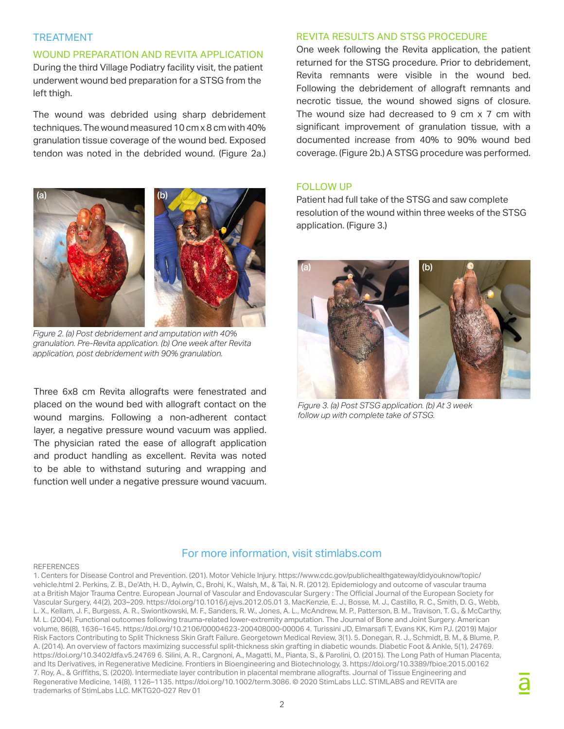## TREATMENT

### WOUND PREPARATION AND REVITA APPLICATION

During the third Village Podiatry facility visit, the patient underwent wound bed preparation for a STSG from the left thigh.

The wound was debrided using sharp debridement techniques. The wound measured 10 cm x 8 cm with 40% granulation tissue coverage of the wound bed. Exposed tendon was noted in the debrided wound. (Figure 2a.)

*Figure 2. (a) Post debridement and amputation with 40% granulation. Pre-Revita application. (b) One week after Revita application, post debridement with 90% granulation.*

Three 6x8 cm Revita allografts were fenestrated and placed on the wound bed with allograft contact on the wound margins. Following a non-adherent contact layer, a negative pressure wound vacuum was applied. The physician rated the ease of allograft application and product handling as excellent. Revita was noted to be able to withstand suturing and wrapping and function well under a negative pressure wound vacuum.

### REVITA RESULTS AND STSG PROCEDURE

One week following the Revita application, the patient returned for the STSG procedure. Prior to debridement, Revita remnants were visible in the wound bed. Following the debridement of allograft remnants and necrotic tissue, the wound showed signs of closure. The wound size had decreased to 9 cm x 7 cm with significant improvement of granulation tissue, with a documented increase from 40% to 90% wound bed coverage. (Figure 2b.) A STSG procedure was performed.

### FOLLOW UP

Patient had full take of the STSG and saw complete resolution of the wound within three weeks of the STSG application. (Figure 3.)

*Figure 3. (a) Post STSG application. (b) At 3 week follow up with complete take of STSG.*

For more information, visit stimlabs.com

REFERENCES

1. Centers for Disease Control and Prevention. (201). Motor Vehicle Injury. https://www.cdc.gov/publichealthgateway/didyouknow/topic/vehicle.html 2. Perkins, Z. B., De'Ath, H. D., Aylwin, C., Brohi, K., Walsh, M., & Tai, N. R. (2012). Epidemiology and outcome of vascular trauma at a British Major Trauma Centre. European Journal of Vascular and Endovascular Surgery : The Official Journal of the European Society for Vascular Surgery, 44(2), 203–209. https://doi.org/10.1016/j.ejvs.2012.05.01 3. MacKenzie, E. J., Bosse, M. J., Castillo, R. C., Smith, D. G., Webb, L. X., Kellam, J. F., Burgess, A. R., Swiontkowski, M. F., Sanders, R. W., Jones, A. L., McAndrew, M. P., Patterson, B. M., Travison, T. G., & McCarthy, M. L. (2004). Functional outcomes following trauma-related lower-extremity amputation. The Journal of Bone and Joint Surgery. American volume, 86(8), 1636–1645. https://doi.org/10.2106/00004623-200408000-00006 4. Turissini JD, Elmarsafi T, Evans KK, Kim PJ. (2019) Major Risk Factors Contributing to Split Thickness Skin Graft Failure. Georgetown Medical Review, 3(1). 5. Donegan, R. J., Schmidt, B. M., & Blume, P. A. (2014). An overview of factors maximizing successful split-thickness skin grafting in diabetic wounds. Diabetic Foot & Ankle, 5(1), 24769. https://doi.org/10.3402/dfa.v5.24769 6. Silini, A. R., Cargnoni, A., Magatti, M., Pianta, S., & Parolini, O. (2015). The Long Path of Human Placenta, and Its Derivatives, in Regenerative Medicine. Frontiers in Bioengineering and Biotechnology, 3. https://doi.org/10.3389/fbioe.2015.00162 7. Roy, A., & Griffiths, S. (2020). Intermediate layer contribution in placental membrane allografts. Journal of Tissue Engineering and Regenerative Medicine, 14(8), 1126–1135. https://doi.org/10.1002/term.3086. © 2020 StimLabs LLC. STIMLABS and REVITA are trademarks of StimLabs LLC. MKTG20-027 Rev 01